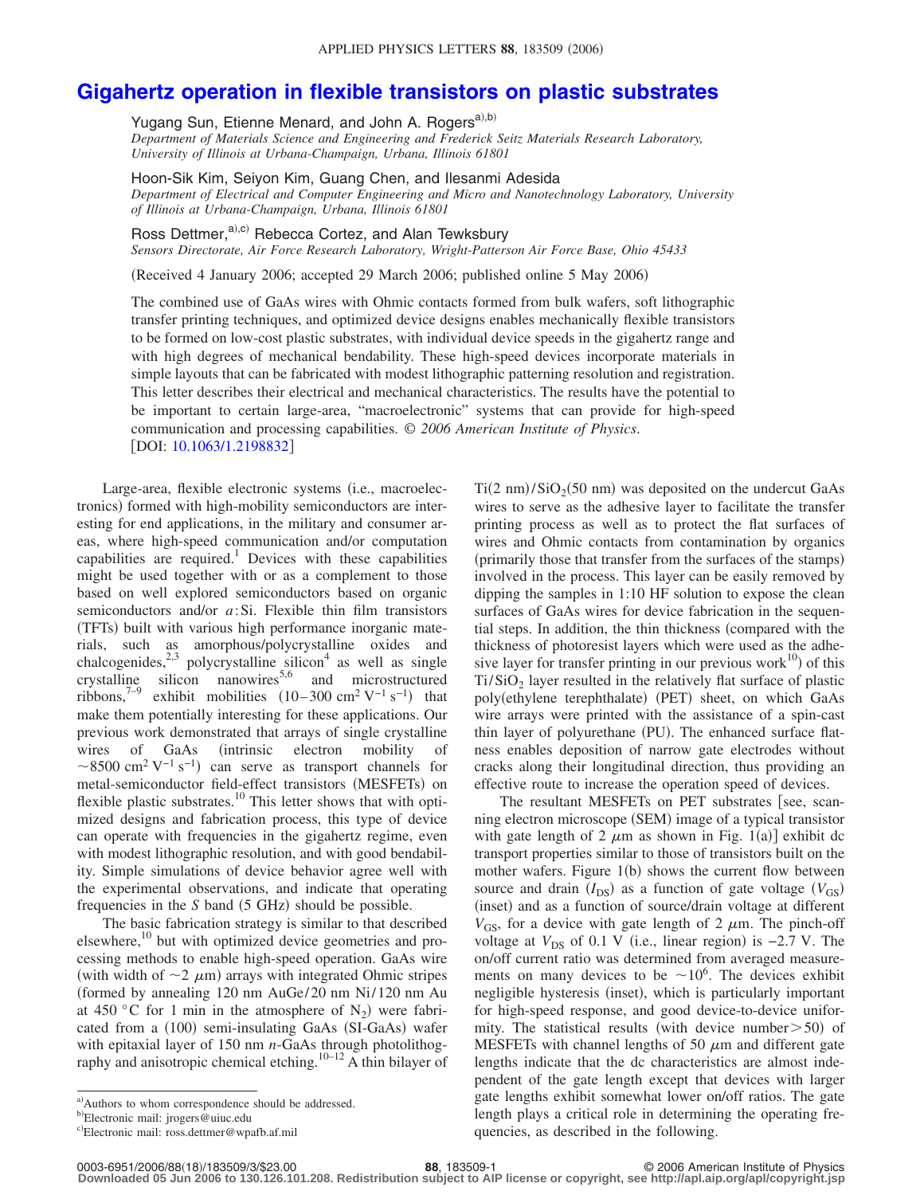# Gigahertz operation in flexible transistors on plastic substrates

Yugang Sun, Etienne Menard, and John A. Rogers[a),b)]
*Department of Materials Science and Engineering and Frederick Seitz Materials Research Laboratory, University of Illinois at Urbana-Champaign, Urbana, Illinois 61801*

Hoon-Sik Kim, Seiyon Kim, Guang Chen, and Ilesanmi Adesida
*Department of Electrical and Computer Engineering and Micro and Nanotechnology Laboratory, University of Illinois at Urbana-Champaign, Urbana, Illinois 61801*

Ross Dettmer,[a),c)] Rebecca Cortez, and Alan Tewksbury
*Sensors Directorate, Air Force Research Laboratory, Wright-Patterson Air Force Base, Ohio 45433*

(Received 4 January 2006; accepted 29 March 2006; published online 5 May 2006)

The combined use of GaAs wires with Ohmic contacts formed from bulk wafers, soft lithographic transfer printing techniques, and optimized device designs enables mechanically flexible transistors to be formed on low-cost plastic substrates, with individual device speeds in the gigahertz range and with high degrees of mechanical bendability. These high-speed devices incorporate materials in simple layouts that can be fabricated with modest lithographic patterning resolution and registration. This letter describes their electrical and mechanical characteristics. The results have the potential to be important to certain large-area, "macroelectronic" systems that can provide for high-speed communication and processing capabilities. *© 2006 American Institute of Physics.* [DOI: 10.1063/1.2198832]

Large-area, flexible electronic systems (i.e., macroelectronics) formed with high-mobility semiconductors are interesting for end applications, in the military and consumer areas, where high-speed communication and/or computation capabilities are required.[1] Devices with these capabilities might be used together with or as a complement to those based on well explored semiconductors based on organic semiconductors and/or *a*:Si. Flexible thin film transistors (TFTs) built with various high performance inorganic materials, such as amorphous/polycrystalline oxides and chalcogenides,[2,3] polycrystalline silicon[4] as well as single crystalline silicon nanowires[5,6] and microstructured ribbons,[7–9] exhibit mobilities (10–300 $cm^2 V^{-1} s^{-1}$) that make them potentially interesting for these applications. Our previous work demonstrated that arrays of single crystalline wires of GaAs (intrinsic electron mobility of $\sim$8500 $cm^2 V^{-1} s^{-1}$) can serve as transport channels for metal-semiconductor field-effect transistors (MESFETs) on flexible plastic substrates.[10] This letter shows that with optimized designs and fabrication process, this type of device can operate with frequencies in the gigahertz regime, even with modest lithographic resolution, and with good bendability. Simple simulations of device behavior agree well with the experimental observations, and indicate that operating frequencies in the *S* band (5 GHz) should be possible.

The basic fabrication strategy is similar to that described elsewhere,[10] but with optimized device geometries and processing methods to enable high-speed operation. GaAs wire (with width of $\sim$2 $\mu$m) arrays with integrated Ohmic stripes (formed by annealing 120 nm AuGe/20 nm Ni/120 nm Au at 450 °C for 1 min in the atmosphere of $N_2$) were fabricated from a (100) semi-insulating GaAs (SI-GaAs) wafer with epitaxial layer of 150 nm *n*-GaAs through photolithography and anisotropic chemical etching.[10–12] A thin bilayer of Ti(2 nm)/$SiO_2$(50 nm) was deposited on the undercut GaAs wires to serve as the adhesive layer to facilitate the transfer printing process as well as to protect the flat surfaces of wires and Ohmic contacts from contamination by organics (primarily those that transfer from the surfaces of the stamps) involved in the process. This layer can be easily removed by dipping the samples in 1:10 HF solution to expose the clean surfaces of GaAs wires for device fabrication in the sequential steps. In addition, the thin thickness (compared with the thickness of photoresist layers which were used as the adhesive layer for transfer printing in our previous work[10]) of this Ti/$SiO_2$ layer resulted in the relatively flat surface of plastic poly(ethylene terephthalate) (PET) sheet, on which GaAs wire arrays were printed with the assistance of a spin-cast thin layer of polyurethane (PU). The enhanced surface flatness enables deposition of narrow gate electrodes without cracks along their longitudinal direction, thus providing an effective route to increase the operation speed of devices.

The resultant MESFETs on PET substrates [see, scanning electron microscope (SEM) image of a typical transistor with gate length of 2 $\mu$m as shown in Fig. 1(a)] exhibit dc transport properties similar to those of transistors built on the mother wafers. Figure 1(b) shows the current flow between source and drain ($I_{DS}$) as a function of gate voltage ($V_{GS}$) (inset) and as a function of source/drain voltage at different $V_{GS}$, for a device with gate length of 2 $\mu$m. The pinch-off voltage at $V_{DS}$ of 0.1 V (i.e., linear region) is −2.7 V. The on/off current ratio was determined from averaged measurements on many devices to be $\sim 10^6$. The devices exhibit negligible hysteresis (inset), which is particularly important for high-speed response, and good device-to-device uniformity. The statistical results (with device number>50) of MESFETs with channel lengths of 50 $\mu$m and different gate lengths indicate that the dc characteristics are almost independent of the gate length except that devices with larger gate lengths exhibit somewhat lower on/off ratios. The gate length plays a critical role in determining the operating frequencies, as described in the following.

---

[a)]Authors to whom correspondence should be addressed.
[b)]Electronic mail: jrogers@uiuc.edu
[c)]Electronic mail: ross.dettmer@wpafb.af.mil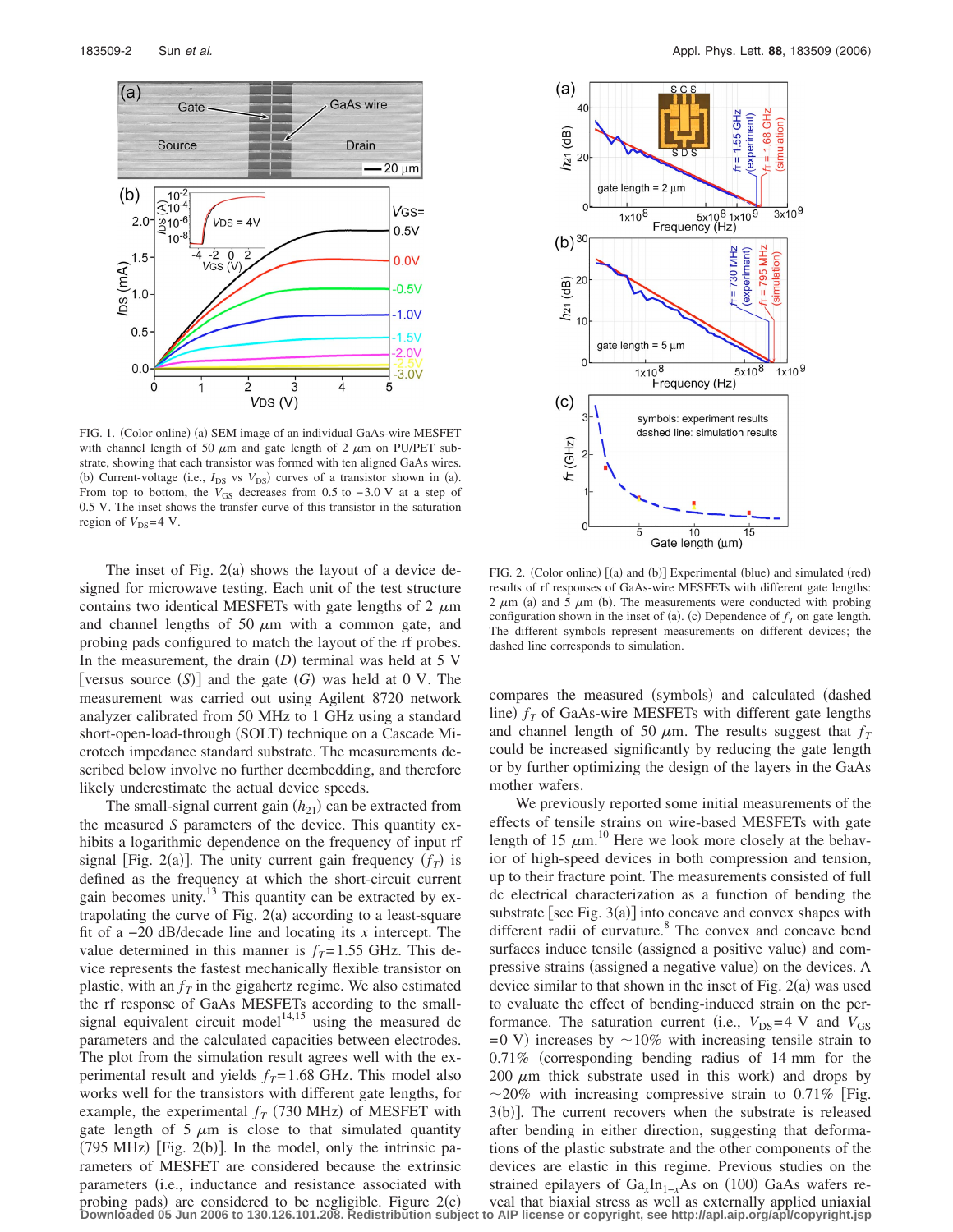FIG. 1. (Color online) (a) SEM image of an individual GaAs-wire MESFET with channel length of 50 $\mu$m and gate length of 2 $\mu$m on PU/PET substrate, showing that each transistor was formed with ten aligned GaAs wires. (b) Current-voltage (i.e., $I_{DS}$ vs $V_{DS}$) curves of a transistor shown in (a). From top to bottom, the $V_{GS}$ decreases from 0.5 to $-3.0$ V at a step of 0.5 V. The inset shows the transfer curve of this transistor in the saturation region of $V_{DS}$=4 V.

The inset of Fig. 2(a) shows the layout of a device designed for microwave testing. Each unit of the test structure contains two identical MESFETs with gate lengths of 2 $\mu$m and channel lengths of 50 $\mu$m with a common gate, and probing pads configured to match the layout of the rf probes. In the measurement, the drain ($D$) terminal was held at 5 V [versus source ($S$)] and the gate ($G$) was held at 0 V. The measurement was carried out using Agilent 8720 network analyzer calibrated from 50 MHz to 1 GHz using a standard short-open-load-through (SOLT) technique on a Cascade Microtech impedance standard substrate. The measurements described below involve no further deembedding, and therefore likely underestimate the actual device speeds.

The small-signal current gain ($h_{21}$) can be extracted from the measured $S$ parameters of the device. This quantity exhibits a logarithmic dependence on the frequency of input rf signal [Fig. 2(a)]. The unity current gain frequency ($f_T$) is defined as the frequency at which the short-circuit current gain becomes unity.[13] This quantity can be extracted by extrapolating the curve of Fig. 2(a) according to a least-square fit of a $-20$ dB/decade line and locating its $x$ intercept. The value determined in this manner is $f_T$=1.55 GHz. This device represents the fastest mechanically flexible transistor on plastic, with an $f_T$ in the gigahertz regime. We also estimated the rf response of GaAs MESFETs according to the small-signal equivalent circuit model[14,15] using the measured dc parameters and the calculated capacities between electrodes. The plot from the simulation result agrees well with the experimental result and yields $f_T$=1.68 GHz. This model also works well for the transistors with different gate lengths, for example, the experimental $f_T$ (730 MHz) of MESFET with gate length of 5 $\mu$m is close to that simulated quantity (795 MHz) [Fig. 2(b)]. In the model, only the intrinsic parameters of MESFET are considered because the extrinsic parameters (i.e., inductance and resistance associated with probing pads) are considered to be negligible. Figure 2(c) compares the measured (symbols) and calculated (dashed line) $f_T$ of GaAs-wire MESFETs with different gate lengths and channel length of 50 $\mu$m. The results suggest that $f_T$ could be increased significantly by reducing the gate length or by further optimizing the design of the layers in the GaAs mother wafers.

FIG. 2. (Color online) [(a) and (b)] Experimental (blue) and simulated (red) results of rf responses of GaAs-wire MESFETs with different gate lengths: 2 $\mu$m (a) and 5 $\mu$m (b). The measurements were conducted with probing configuration shown in the inset of (a). (c) Dependence of $f_T$ on gate length. The different symbols represent measurements on different devices; the dashed line corresponds to simulation.

We previously reported some initial measurements of the effects of tensile strains on wire-based MESFETs with gate length of 15 $\mu$m.[10] Here we look more closely at the behavior of high-speed devices in both compression and tension, up to their fracture point. The measurements consisted of full dc electrical characterization as a function of bending the substrate [see Fig. 3(a)] into concave and convex shapes with different radii of curvature.[8] The convex and concave bend surfaces induce tensile (assigned a positive value) and compressive strains (assigned a negative value) on the devices. A device similar to that shown in the inset of Fig. 2(a) was used to evaluate the effect of bending-induced strain on the performance. The saturation current (i.e., $V_{DS}$=4 V and $V_{GS}$=0 V) increases by ~10% with increasing tensile strain to 0.71% (corresponding bending radius of 14 mm for the 200 $\mu$m thick substrate used in this work) and drops by ~20% with increasing compressive strain to 0.71% [Fig. 3(b)]. The current recovers when the substrate is released after bending in either direction, suggesting that deformations of the plastic substrate and the other components of the devices are elastic in this regime. Previous studies on the strained epilayers of $Ga_xIn_{1-x}As$ on (100) GaAs wafers reveal that biaxial stress as well as externally applied uniaxial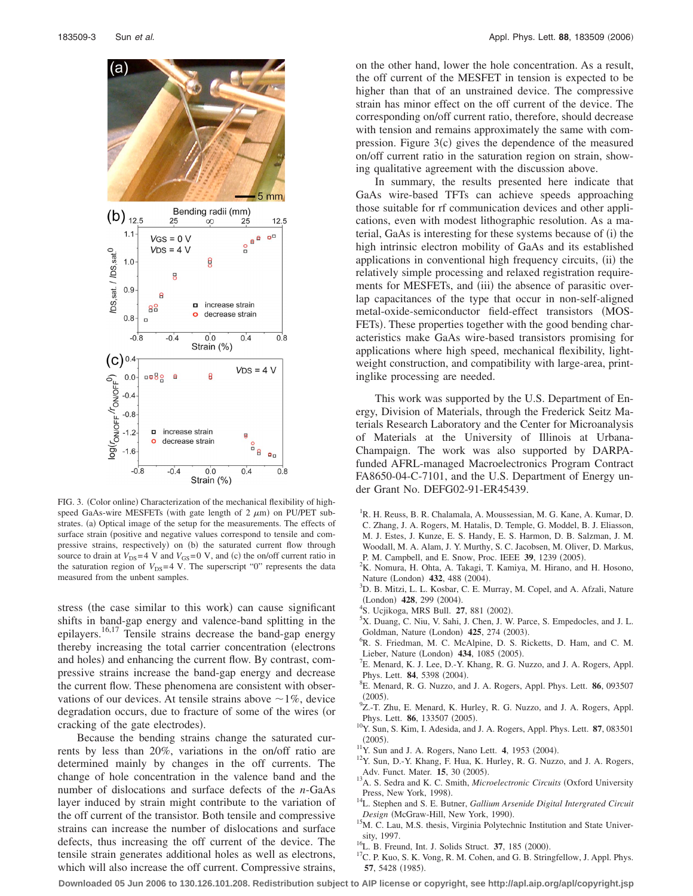(a)

5 mm

(b)

Bending radii (mm)

12.5 25 ∞ 25 12.5

$V_{GS}$ = 0 V

$V_{DS}$ = 4 V

$I_{DS,sat}$ / $I_{DS,sat}^0$

1.1

1.0

0.9

0.8

increase strain

decrease strain

-0.8 -0.4 0.0 0.4 0.8

Strain (%)

(c)

0.4

0.0

-0.4

-0.8

-1.2

-1.6

$\log(r_{ON/OFF}/r_{ON/OFF}^0)$

$V_{DS}$ = 4 V

increase strain

decrease strain

-0.8 -0.4 0.0 0.4 0.8

Strain (%)

FIG. 3. (Color online) Characterization of the mechanical flexibility of high-speed GaAs-wire MESFETs (with gate length of 2 $\mu$m) on PU/PET substrates. (a) Optical image of the setup for the measurements. The effects of surface strain (positive and negative values correspond to tensile and compressive strains, respectively) on (b) the saturated current flow through source to drain at $V_{DS}=4$ V and $V_{GS}=0$ V, and (c) the on/off current ratio in the saturation region of $V_{DS}=4$ V. The superscript "0" represents the data measured from the unbent samples.

stress (the case similar to this work) can cause significant shifts in band-gap energy and valence-band splitting in the epilayers.[16,17] Tensile strains decrease the band-gap energy thereby increasing the total carrier concentration (electrons and holes) and enhancing the current flow. By contrast, compressive strains increase the band-gap energy and decrease the current flow. These phenomena are consistent with observations of our devices. At tensile strains above ~1%, device degradation occurs, due to fracture of some of the wires (or cracking of the gate electrodes).

Because the bending strains change the saturated currents by less than 20%, variations in the on/off ratio are determined mainly by changes in the off currents. The change of hole concentration in the valence band and the number of dislocations and surface defects of the *n*-GaAs layer induced by strain might contribute to the variation of the off current of the transistor. Both tensile and compressive strains can increase the number of dislocations and surface defects, thus increasing the off current of the device. The tensile strain generates additional holes as well as electrons, which will also increase the off current. Compressive strains, on the other hand, lower the hole concentration. As a result, the off current of the MESFET in tension is expected to be higher than that of an unstrained device. The compressive strain has minor effect on the off current of the device. The corresponding on/off current ratio, therefore, should decrease with tension and remains approximately the same with compression. Figure 3(c) gives the dependence of the measured on/off current ratio in the saturation region on strain, showing qualitative agreement with the discussion above.

In summary, the results presented here indicate that GaAs wire-based TFTs can achieve speeds approaching those suitable for rf communication devices and other applications, even with modest lithographic resolution. As a material, GaAs is interesting for these systems because of (i) the high intrinsic electron mobility of GaAs and its established applications in conventional high frequency circuits, (ii) the relatively simple processing and relaxed registration requirements for MESFETs, and (iii) the absence of parasitic overlap capacitances of the type that occur in non-self-aligned metal-oxide-semiconductor field-effect transistors (MOSFETs). These properties together with the good bending characteristics make GaAs wire-based transistors promising for applications where high speed, mechanical flexibility, lightweight construction, and compatibility with large-area, printinglike processing are needed.

This work was supported by the U.S. Department of Energy, Division of Materials, through the Frederick Seitz Materials Research Laboratory and the Center for Microanalysis of Materials at the University of Illinois at Urbana-Champaign. The work was also supported by DARPA-funded AFRL-managed Macroelectronics Program Contract FA8650-04-C-7101, and the U.S. Department of Energy under Grant No. DEFG02-91-ER45439.

[1] R. H. Reuss, B. R. Chalamala, A. Moussessian, M. G. Kane, A. Kumar, D. C. Zhang, J. A. Rogers, M. Hatalis, D. Temple, G. Moddel, B. J. Eliasson, M. J. Estes, J. Kunze, E. S. Handy, E. S. Harmon, D. B. Salzman, J. M. Woodall, M. A. Alam, J. Y. Murthy, S. C. Jacobsen, M. Oliver, D. Markus, P. M. Campbell, and E. Snow, Proc. IEEE **39**, 1239 (2005).

[2] K. Nomura, H. Ohta, A. Takagi, T. Kamiya, M. Hirano, and H. Hosono, Nature (London) **432**, 488 (2004).

[3] D. B. Mitzi, L. L. Kosbar, C. E. Murray, M. Copel, and A. Afzali, Nature (London) **428**, 299 (2004).

[4] S. Ucjikoga, MRS Bull. **27**, 881 (2002).

[5] X. Duang, C. Niu, V. Sahi, J. Chen, J. W. Parce, S. Empedocles, and J. L. Goldman, Nature (London) **425**, 274 (2003).

[6] R. S. Friedman, M. C. McAlpine, D. S. Ricketts, D. Ham, and C. M. Lieber, Nature (London) **434**, 1085 (2005).

[7] E. Menard, K. J. Lee, D.-Y. Khang, R. G. Nuzzo, and J. A. Rogers, Appl. Phys. Lett. **84**, 5398 (2004).

[8] E. Menard, R. G. Nuzzo, and J. A. Rogers, Appl. Phys. Lett. **86**, 093507 (2005).

[9] Z.-T. Zhu, E. Menard, K. Hurley, R. G. Nuzzo, and J. A. Rogers, Appl. Phys. Lett. **86**, 133507 (2005).

[10] Y. Sun, S. Kim, I. Adesida, and J. A. Rogers, Appl. Phys. Lett. **87**, 083501 (2005).

[11] Y. Sun and J. A. Rogers, Nano Lett. **4**, 1953 (2004).

[12] Y. Sun, D.-Y. Khang, F. Hua, K. Hurley, R. G. Nuzzo, and J. A. Rogers, Adv. Funct. Mater. **15**, 30 (2005).

[13] A. S. Sedra and K. C. Smith, *Microelectronic Circuits* (Oxford University Press, New York, 1998).

[14] L. Stephen and S. E. Butner, *Gallium Arsenide Digital Intergrated Circuit Design* (McGraw-Hill, New York, 1990).

[15] M. C. Lau, M.S. thesis, Virginia Polytechnic Institution and State University, 1997.

[16] L. B. Freund, Int. J. Solids Struct. **37**, 185 (2000).

[17] C. P. Kuo, S. K. Vong, R. M. Cohen, and G. B. Stringfellow, J. Appl. Phys. **57**, 5428 (1985).